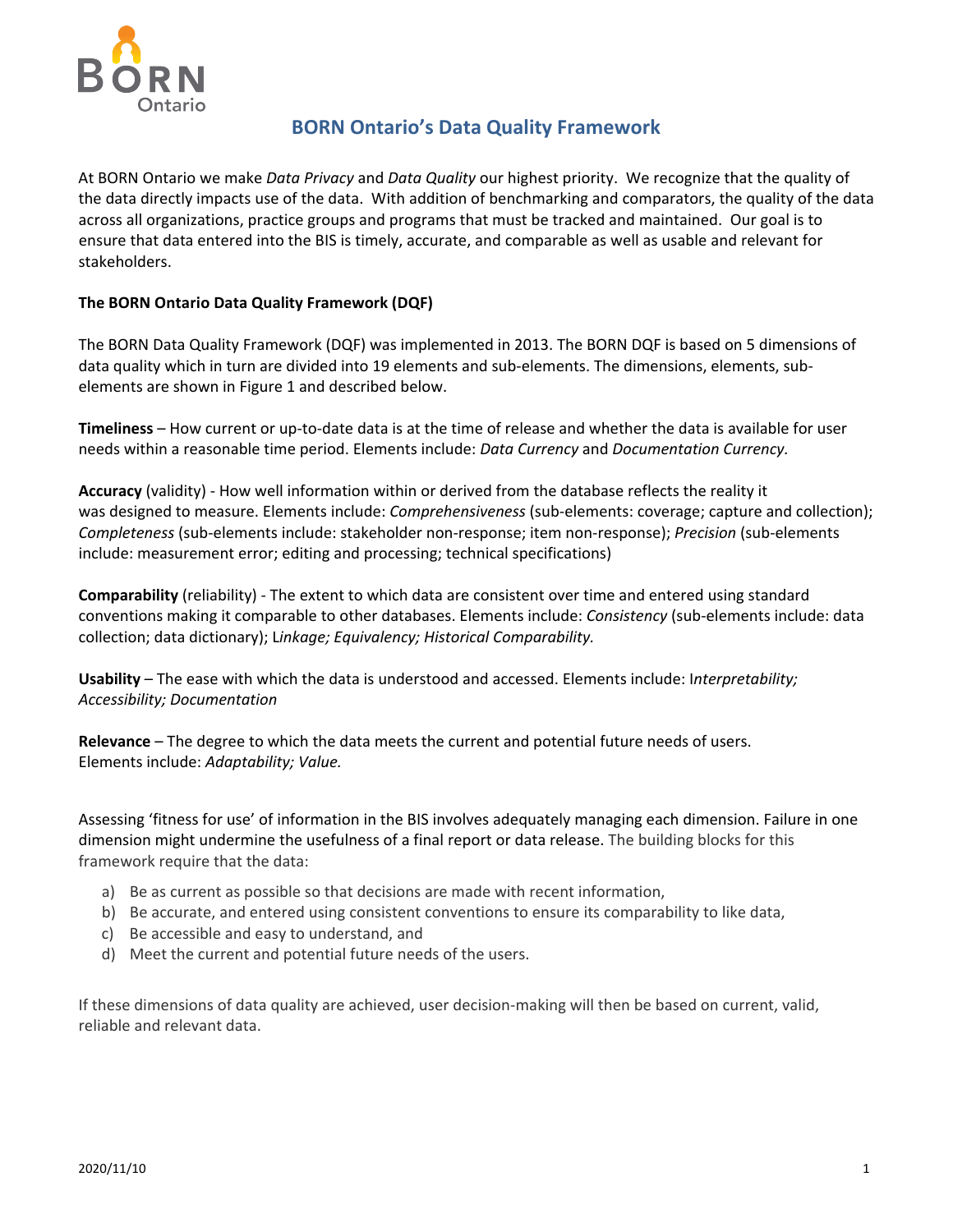# BORN Ontario's Data Quality Framework

At BORN Ontario we make *Data Privacy* and *Data Quality* our highest priority. We recognize that the quality of the data directly impacts use of the data. With addition of benchmarking and comparators, the quality of the data across all organizations, practice groups and programs that must be tracked and maintained. Our goal is to ensure that data entered into the BIS is timely, accurate, and comparable as well as usable and relevant for stakeholders.

**The BORN Ontario Data Quality Framework (DQF)**

The BORN Data Quality Framework (DQF) was implemented in 2013. The BORN DQF is based on 5 dimensions of data quality which in turn are divided into 19 elements and sub-elements. The dimensions, elements, sub-elements are shown in Figure 1 and described below.

**Timeliness** – How current or up-to-date data is at the time of release and whether the data is available for user needs within a reasonable time period. Elements include: *Data Currency* and *Documentation Currency.*

**Accuracy** (validity) - How well information within or derived from the database reflects the reality it was designed to measure. Elements include: *Comprehensiveness* (sub-elements: coverage; capture and collection); *Completeness* (sub-elements include: stakeholder non-response; item non-response); *Precision* (sub-elements include: measurement error; editing and processing; technical specifications)

**Comparability** (reliability) - The extent to which data are consistent over time and entered using standard conventions making it comparable to other databases. Elements include: *Consistency* (sub-elements include: data collection; data dictionary); L*inkage; Equivalency; Historical Comparability.*

**Usability** – The ease with which the data is understood and accessed. Elements include: I*nterpretability; Accessibility; Documentation*

**Relevance** – The degree to which the data meets the current and potential future needs of users. Elements include: *Adaptability; Value.*

Assessing 'fitness for use' of information in the BIS involves adequately managing each dimension. Failure in one dimension might undermine the usefulness of a final report or data release. The building blocks for this framework require that the data:

a) Be as current as possible so that decisions are made with recent information,
b) Be accurate, and entered using consistent conventions to ensure its comparability to like data,
c) Be accessible and easy to understand, and
d) Meet the current and potential future needs of the users.

If these dimensions of data quality are achieved, user decision-making will then be based on current, valid, reliable and relevant data.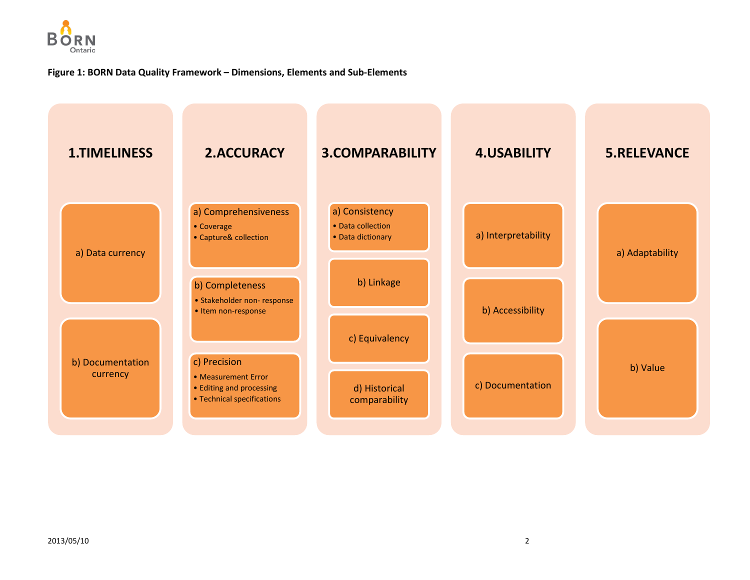**Figure 1: BORN Data Quality Framework – Dimensions, Elements and Sub-Elements**

## 1.TIMELINESS

- a) Data currency
- b) Documentation currency

## 2.ACCURACY

- a) Comprehensiveness
  - Coverage
  - Capture& collection
- b) Completeness
  - Stakeholder non- response
  - Item non-response
- c) Precision
  - Measurement Error
  - Editing and processing
  - Technical specifications

## 3.COMPARABILITY

- a) Consistency
  - Data collection
  - Data dictionary
- b) Linkage
- c) Equivalency
- d) Historical comparability

## 4.USABILITY

- a) Interpretability
- b) Accessibility
- c) Documentation

## 5.RELEVANCE

- a) Adaptability
- b) Value

2013/05/10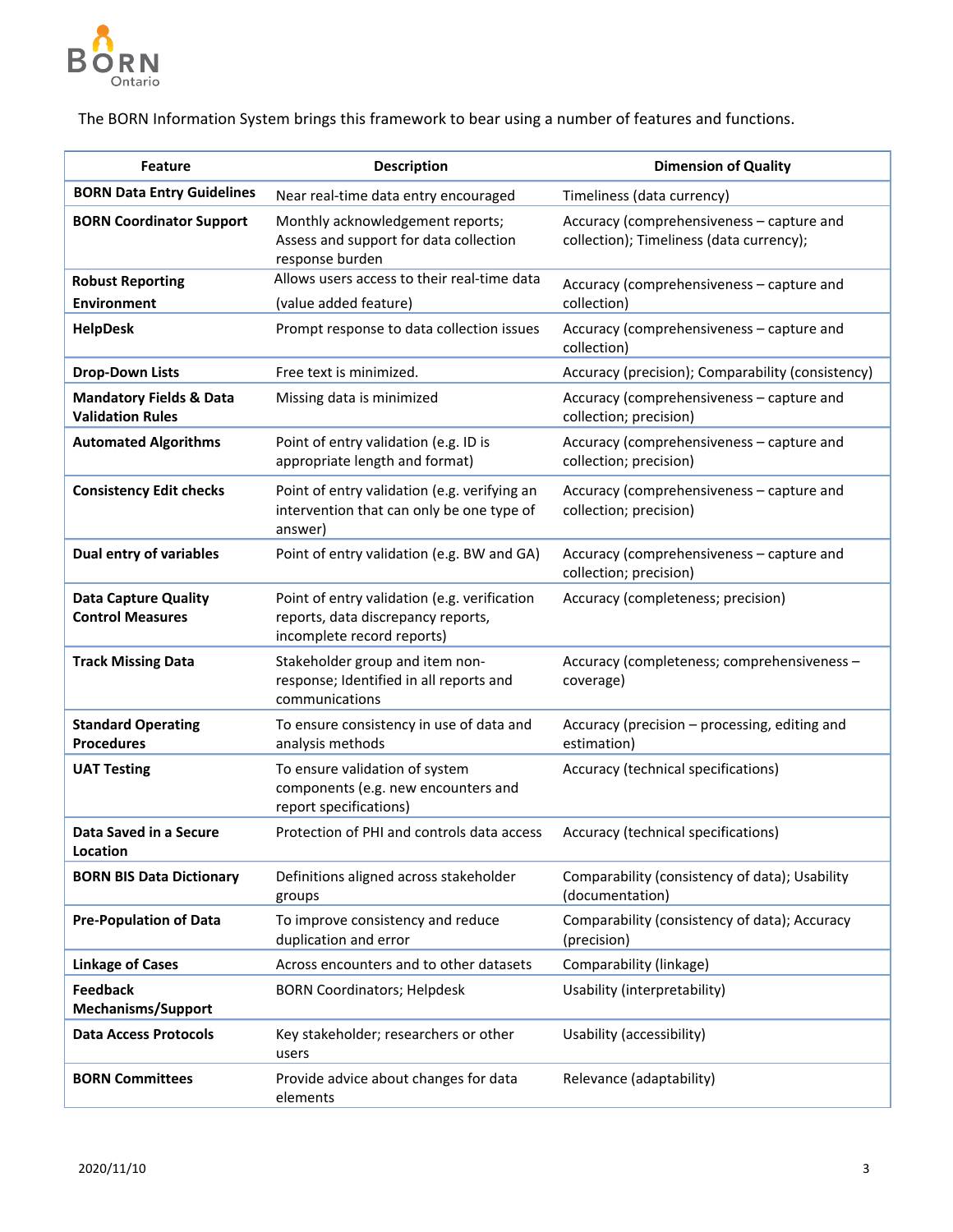The BORN Information System brings this framework to bear using a number of features and functions.

| Feature | Description | Dimension of Quality |
| --- | --- | --- |
| **BORN Data Entry Guidelines** | Near real-time data entry encouraged | Timeliness (data currency) |
| **BORN Coordinator Support** | Monthly acknowledgement reports; Assess and support for data collection response burden | Accuracy (comprehensiveness – capture and collection); Timeliness (data currency); |
| **Robust Reporting Environment** | Allows users access to their real-time data (value added feature) | Accuracy (comprehensiveness – capture and collection) |
| **HelpDesk** | Prompt response to data collection issues | Accuracy (comprehensiveness – capture and collection) |
| **Drop-Down Lists** | Free text is minimized. | Accuracy (precision); Comparability (consistency) |
| **Mandatory Fields & Data Validation Rules** | Missing data is minimized | Accuracy (comprehensiveness – capture and collection; precision) |
| **Automated Algorithms** | Point of entry validation (e.g. ID is appropriate length and format) | Accuracy (comprehensiveness – capture and collection; precision) |
| **Consistency Edit checks** | Point of entry validation (e.g. verifying an intervention that can only be one type of answer) | Accuracy (comprehensiveness – capture and collection; precision) |
| **Dual entry of variables** | Point of entry validation (e.g. BW and GA) | Accuracy (comprehensiveness – capture and collection; precision) |
| **Data Capture Quality Control Measures** | Point of entry validation (e.g. verification reports, data discrepancy reports, incomplete record reports) | Accuracy (completeness; precision) |
| **Track Missing Data** | Stakeholder group and item non-response; Identified in all reports and communications | Accuracy (completeness; comprehensiveness – coverage) |
| **Standard Operating Procedures** | To ensure consistency in use of data and analysis methods | Accuracy (precision – processing, editing and estimation) |
| **UAT Testing** | To ensure validation of system components (e.g. new encounters and report specifications) | Accuracy (technical specifications) |
| **Data Saved in a Secure Location** | Protection of PHI and controls data access | Accuracy (technical specifications) |
| **BORN BIS Data Dictionary** | Definitions aligned across stakeholder groups | Comparability (consistency of data); Usability (documentation) |
| **Pre-Population of Data** | To improve consistency and reduce duplication and error | Comparability (consistency of data); Accuracy (precision) |
| **Linkage of Cases** | Across encounters and to other datasets | Comparability (linkage) |
| **Feedback Mechanisms/Support** | BORN Coordinators; Helpdesk | Usability (interpretability) |
| **Data Access Protocols** | Key stakeholder; researchers or other users | Usability (accessibility) |
| **BORN Committees** | Provide advice about changes for data elements | Relevance (adaptability) |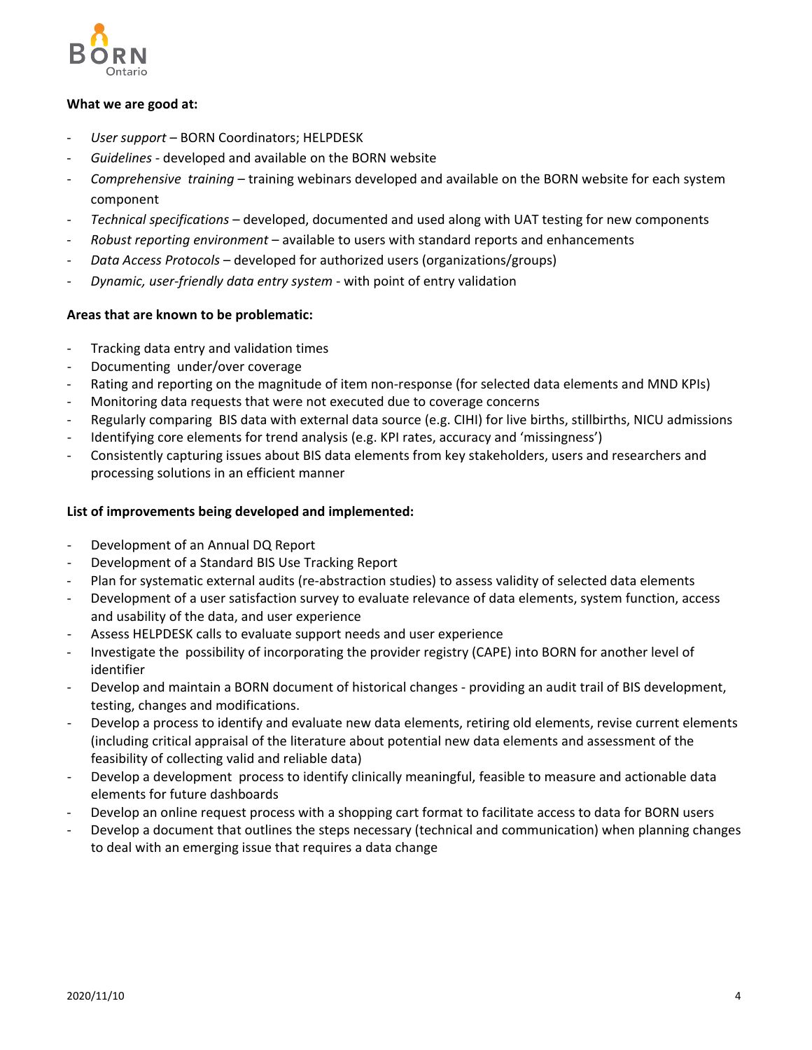**What we are good at:**

- *User support* – BORN Coordinators; HELPDESK
- *Guidelines* - developed and available on the BORN website
- *Comprehensive training* – training webinars developed and available on the BORN website for each system component
- *Technical specifications* – developed, documented and used along with UAT testing for new components
- *Robust reporting environment* – available to users with standard reports and enhancements
- *Data Access Protocols* – developed for authorized users (organizations/groups)
- *Dynamic, user-friendly data entry system* - with point of entry validation

**Areas that are known to be problematic:**

- Tracking data entry and validation times
- Documenting under/over coverage
- Rating and reporting on the magnitude of item non-response (for selected data elements and MND KPIs)
- Monitoring data requests that were not executed due to coverage concerns
- Regularly comparing BIS data with external data source (e.g. CIHI) for live births, stillbirths, NICU admissions
- Identifying core elements for trend analysis (e.g. KPI rates, accuracy and 'missingness')
- Consistently capturing issues about BIS data elements from key stakeholders, users and researchers and processing solutions in an efficient manner

**List of improvements being developed and implemented:**

- Development of an Annual DQ Report
- Development of a Standard BIS Use Tracking Report
- Plan for systematic external audits (re-abstraction studies) to assess validity of selected data elements
- Development of a user satisfaction survey to evaluate relevance of data elements, system function, access and usability of the data, and user experience
- Assess HELPDESK calls to evaluate support needs and user experience
- Investigate the possibility of incorporating the provider registry (CAPE) into BORN for another level of identifier
- Develop and maintain a BORN document of historical changes - providing an audit trail of BIS development, testing, changes and modifications.
- Develop a process to identify and evaluate new data elements, retiring old elements, revise current elements (including critical appraisal of the literature about potential new data elements and assessment of the feasibility of collecting valid and reliable data)
- Develop a development process to identify clinically meaningful, feasible to measure and actionable data elements for future dashboards
- Develop an online request process with a shopping cart format to facilitate access to data for BORN users
- Develop a document that outlines the steps necessary (technical and communication) when planning changes to deal with an emerging issue that requires a data change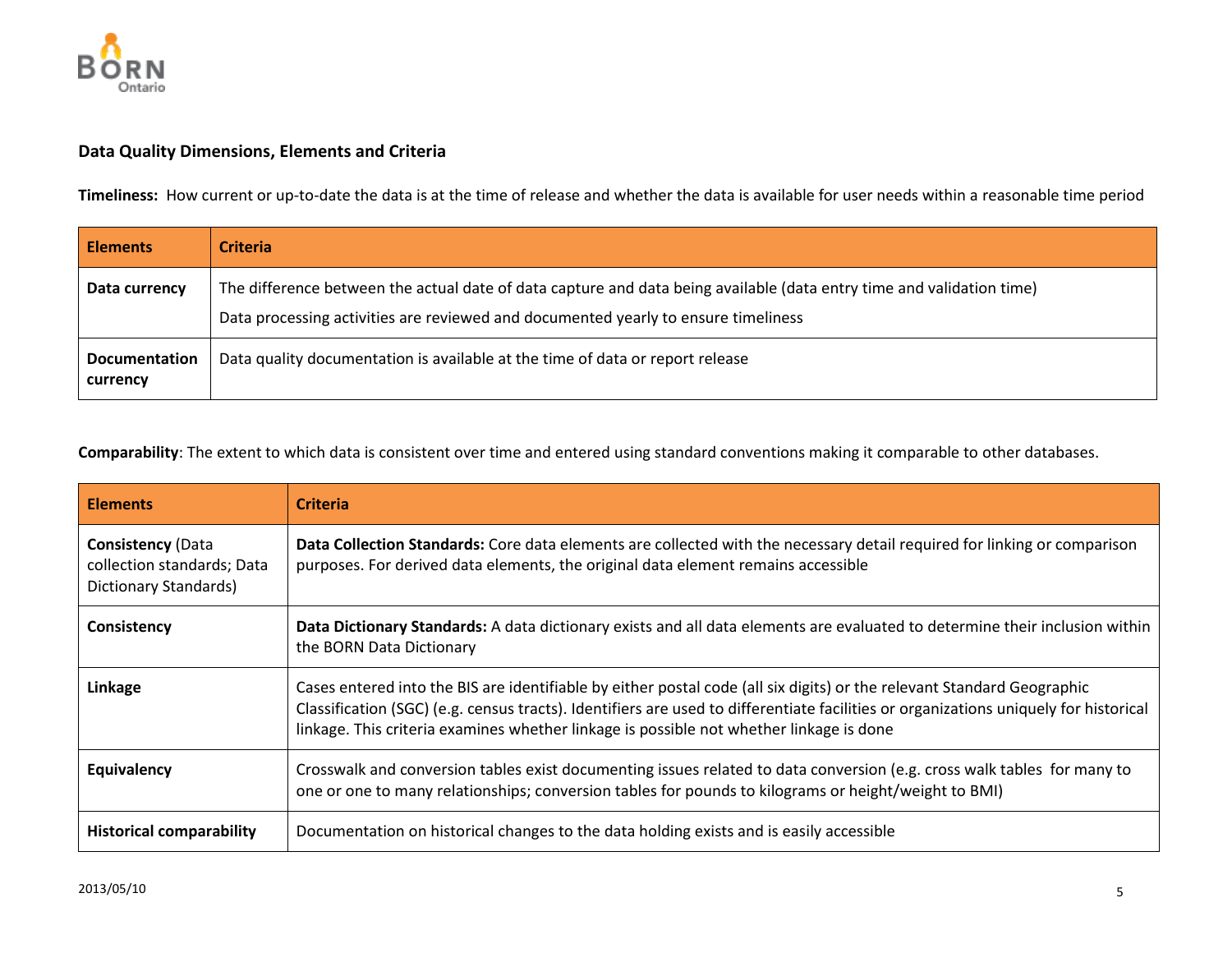## Data Quality Dimensions, Elements and Criteria

**Timeliness:** How current or up-to-date the data is at the time of release and whether the data is available for user needs within a reasonable time period

| Elements | Criteria |
|---|---|
| **Data currency** | The difference between the actual date of data capture and data being available (data entry time and validation time)<br>Data processing activities are reviewed and documented yearly to ensure timeliness |
| **Documentation currency** | Data quality documentation is available at the time of data or report release |

**Comparability**: The extent to which data is consistent over time and entered using standard conventions making it comparable to other databases.

| Elements | Criteria |
|---|---|
| **Consistency** (Data collection standards; Data Dictionary Standards) | **Data Collection Standards:** Core data elements are collected with the necessary detail required for linking or comparison purposes. For derived data elements, the original data element remains accessible |
| **Consistency** | **Data Dictionary Standards:** A data dictionary exists and all data elements are evaluated to determine their inclusion within the BORN Data Dictionary |
| **Linkage** | Cases entered into the BIS are identifiable by either postal code (all six digits) or the relevant Standard Geographic Classification (SGC) (e.g. census tracts). Identifiers are used to differentiate facilities or organizations uniquely for historical linkage. This criteria examines whether linkage is possible not whether linkage is done |
| **Equivalency** | Crosswalk and conversion tables exist documenting issues related to data conversion (e.g. cross walk tables for many to one or one to many relationships; conversion tables for pounds to kilograms or height/weight to BMI) |
| **Historical comparability** | Documentation on historical changes to the data holding exists and is easily accessible |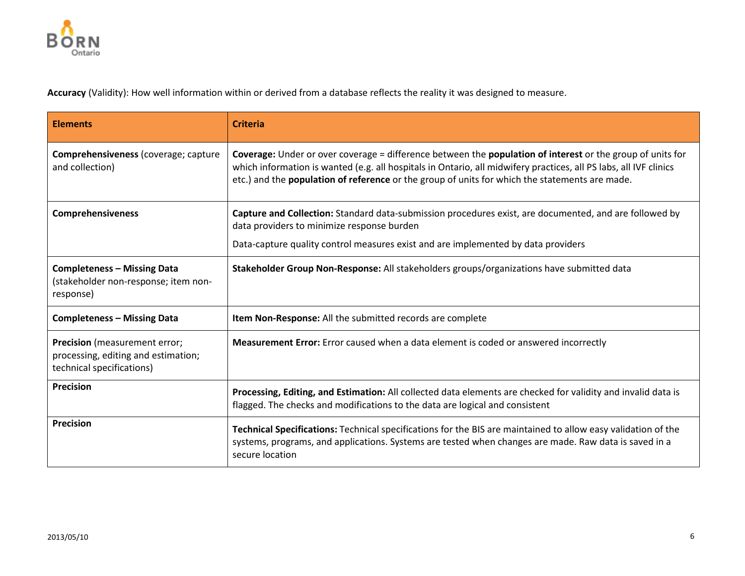**Accuracy** (Validity): How well information within or derived from a database reflects the reality it was designed to measure.

| Elements | Criteria |
|---|---|
| **Comprehensiveness** (coverage; capture and collection) | **Coverage:** Under or over coverage = difference between the **population of interest** or the group of units for which information is wanted (e.g. all hospitals in Ontario, all midwifery practices, all PS labs, all IVF clinics etc.) and the **population of reference** or the group of units for which the statements are made. |
| **Comprehensiveness** | **Capture and Collection:** Standard data-submission procedures exist, are documented, and are followed by data providers to minimize response burden<br><br>Data-capture quality control measures exist and are implemented by data providers |
| **Completeness – Missing Data** (stakeholder non-response; item non-response) | **Stakeholder Group Non-Response:** All stakeholders groups/organizations have submitted data |
| **Completeness – Missing Data** | **Item Non-Response:** All the submitted records are complete |
| **Precision** (measurement error; processing, editing and estimation; technical specifications) | **Measurement Error:** Error caused when a data element is coded or answered incorrectly |
| **Precision** | **Processing, Editing, and Estimation:** All collected data elements are checked for validity and invalid data is flagged. The checks and modifications to the data are logical and consistent |
| **Precision** | **Technical Specifications:** Technical specifications for the BIS are maintained to allow easy validation of the systems, programs, and applications. Systems are tested when changes are made. Raw data is saved in a secure location |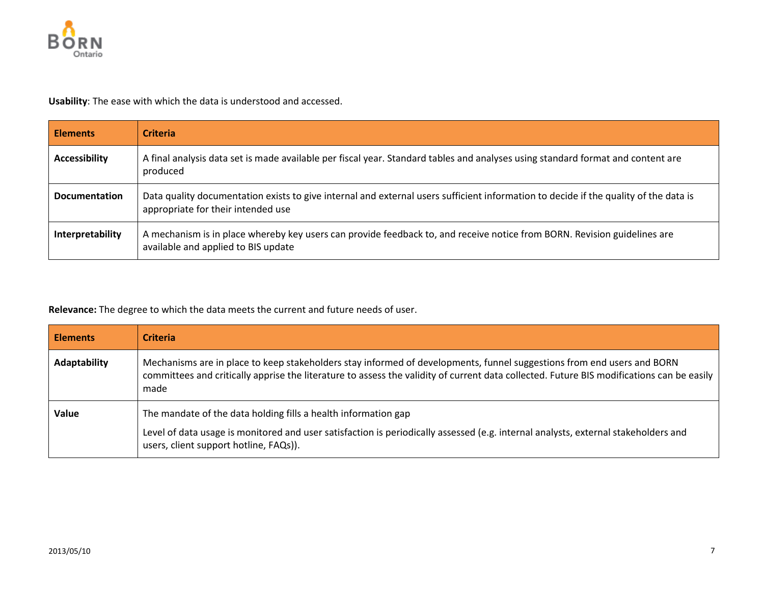**Usability**: The ease with which the data is understood and accessed.

| Elements | Criteria |
|---|---|
| **Accessibility** | A final analysis data set is made available per fiscal year. Standard tables and analyses using standard format and content are produced |
| **Documentation** | Data quality documentation exists to give internal and external users sufficient information to decide if the quality of the data is appropriate for their intended use |
| **Interpretability** | A mechanism is in place whereby key users can provide feedback to, and receive notice from BORN. Revision guidelines are available and applied to BIS update |

**Relevance:** The degree to which the data meets the current and future needs of user.

| Elements | Criteria |
|---|---|
| **Adaptability** | Mechanisms are in place to keep stakeholders stay informed of developments, funnel suggestions from end users and BORN committees and critically apprise the literature to assess the validity of current data collected. Future BIS modifications can be easily made |
| **Value** | The mandate of the data holding fills a health information gap<br><br>Level of data usage is monitored and user satisfaction is periodically assessed (e.g. internal analysts, external stakeholders and users, client support hotline, FAQs)). |